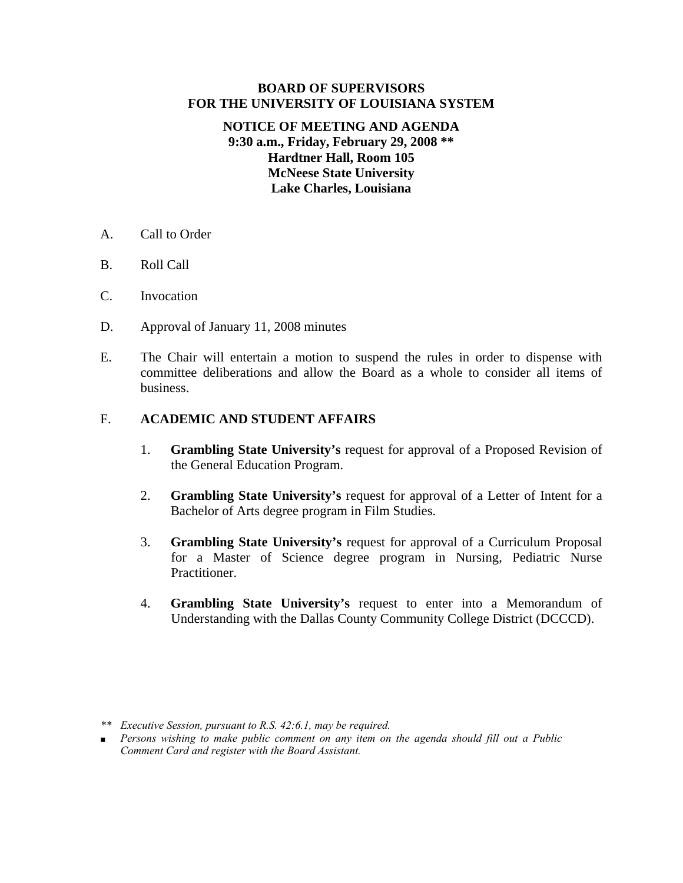**BOARD OF SUPERVISORS**
**FOR THE UNIVERSITY OF LOUISIANA SYSTEM**

**NOTICE OF MEETING AND AGENDA**
**9:30 a.m., Friday, February 29, 2008 ****
**Hardtner Hall, Room 105**
**McNeese State University**
**Lake Charles, Louisiana**

A. Call to Order

B. Roll Call

C. Invocation

D. Approval of January 11, 2008 minutes

E. The Chair will entertain a motion to suspend the rules in order to dispense with committee deliberations and allow the Board as a whole to consider all items of business.

F. **ACADEMIC AND STUDENT AFFAIRS**

1. **Grambling State University's** request for approval of a Proposed Revision of the General Education Program.

2. **Grambling State University's** request for approval of a Letter of Intent for a Bachelor of Arts degree program in Film Studies.

3. **Grambling State University's** request for approval of a Curriculum Proposal for a Master of Science degree program in Nursing, Pediatric Nurse Practitioner.

4. **Grambling State University's** request to enter into a Memorandum of Understanding with the Dallas County Community College District (DCCCD).

*** Executive Session, pursuant to R.S. 42:6.1, may be required.*

- *Persons wishing to make public comment on any item on the agenda should fill out a Public Comment Card and register with the Board Assistant.*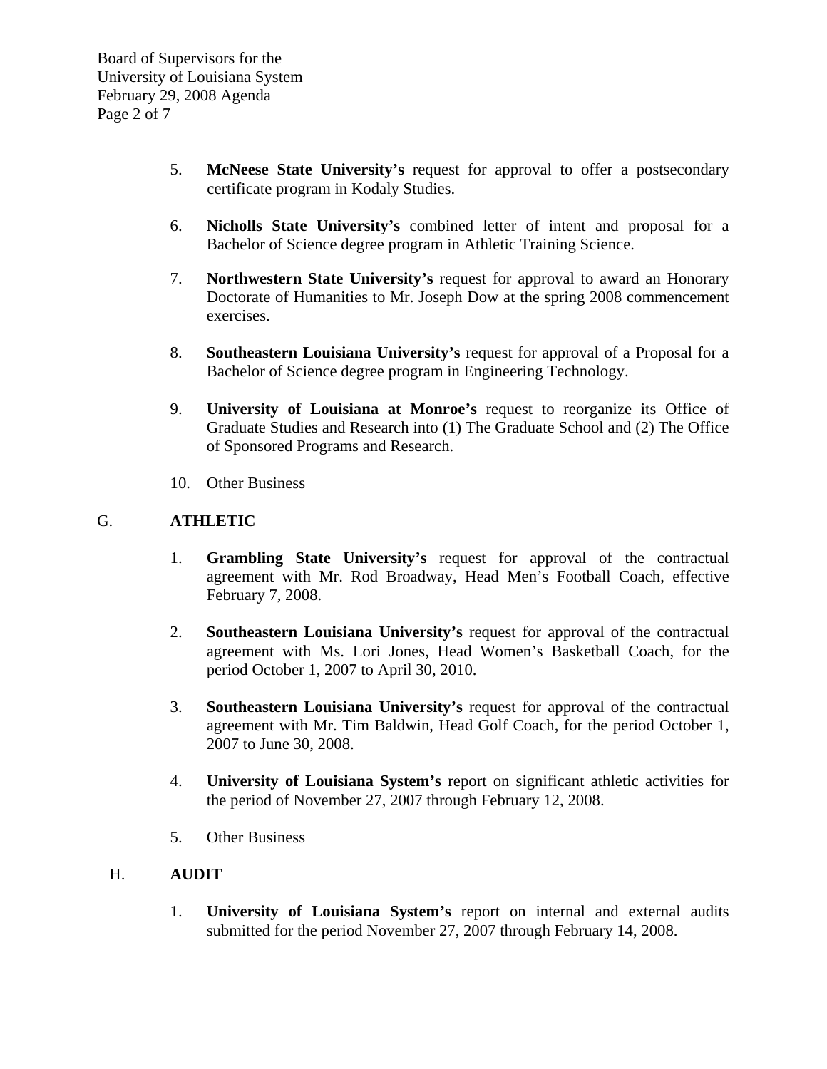5. **McNeese State University's** request for approval to offer a postsecondary certificate program in Kodaly Studies.

6. **Nicholls State University's** combined letter of intent and proposal for a Bachelor of Science degree program in Athletic Training Science.

7. **Northwestern State University's** request for approval to award an Honorary Doctorate of Humanities to Mr. Joseph Dow at the spring 2008 commencement exercises.

8. **Southeastern Louisiana University's** request for approval of a Proposal for a Bachelor of Science degree program in Engineering Technology.

9. **University of Louisiana at Monroe's** request to reorganize its Office of Graduate Studies and Research into (1) The Graduate School and (2) The Office of Sponsored Programs and Research.

10. Other Business

G. **ATHLETIC**

1. **Grambling State University's** request for approval of the contractual agreement with Mr. Rod Broadway, Head Men's Football Coach, effective February 7, 2008.

2. **Southeastern Louisiana University's** request for approval of the contractual agreement with Ms. Lori Jones, Head Women's Basketball Coach, for the period October 1, 2007 to April 30, 2010.

3. **Southeastern Louisiana University's** request for approval of the contractual agreement with Mr. Tim Baldwin, Head Golf Coach, for the period October 1, 2007 to June 30, 2008.

4. **University of Louisiana System's** report on significant athletic activities for the period of November 27, 2007 through February 12, 2008.

5. Other Business

H. **AUDIT**

1. **University of Louisiana System's** report on internal and external audits submitted for the period November 27, 2007 through February 14, 2008.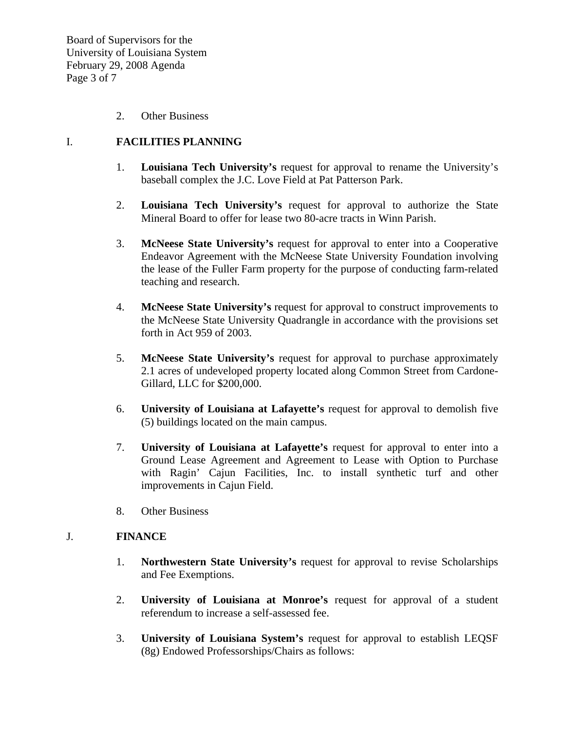2. Other Business

I. **FACILITIES PLANNING**

1. **Louisiana Tech University's** request for approval to rename the University's baseball complex the J.C. Love Field at Pat Patterson Park.

2. **Louisiana Tech University's** request for approval to authorize the State Mineral Board to offer for lease two 80-acre tracts in Winn Parish.

3. **McNeese State University's** request for approval to enter into a Cooperative Endeavor Agreement with the McNeese State University Foundation involving the lease of the Fuller Farm property for the purpose of conducting farm-related teaching and research.

4. **McNeese State University's** request for approval to construct improvements to the McNeese State University Quadrangle in accordance with the provisions set forth in Act 959 of 2003.

5. **McNeese State University's** request for approval to purchase approximately 2.1 acres of undeveloped property located along Common Street from Cardone-Gillard, LLC for $200,000.

6. **University of Louisiana at Lafayette's** request for approval to demolish five (5) buildings located on the main campus.

7. **University of Louisiana at Lafayette's** request for approval to enter into a Ground Lease Agreement and Agreement to Lease with Option to Purchase with Ragin' Cajun Facilities, Inc. to install synthetic turf and other improvements in Cajun Field.

8. Other Business

J. **FINANCE**

1. **Northwestern State University's** request for approval to revise Scholarships and Fee Exemptions.

2. **University of Louisiana at Monroe's** request for approval of a student referendum to increase a self-assessed fee.

3. **University of Louisiana System's** request for approval to establish LEQSF (8g) Endowed Professorships/Chairs as follows: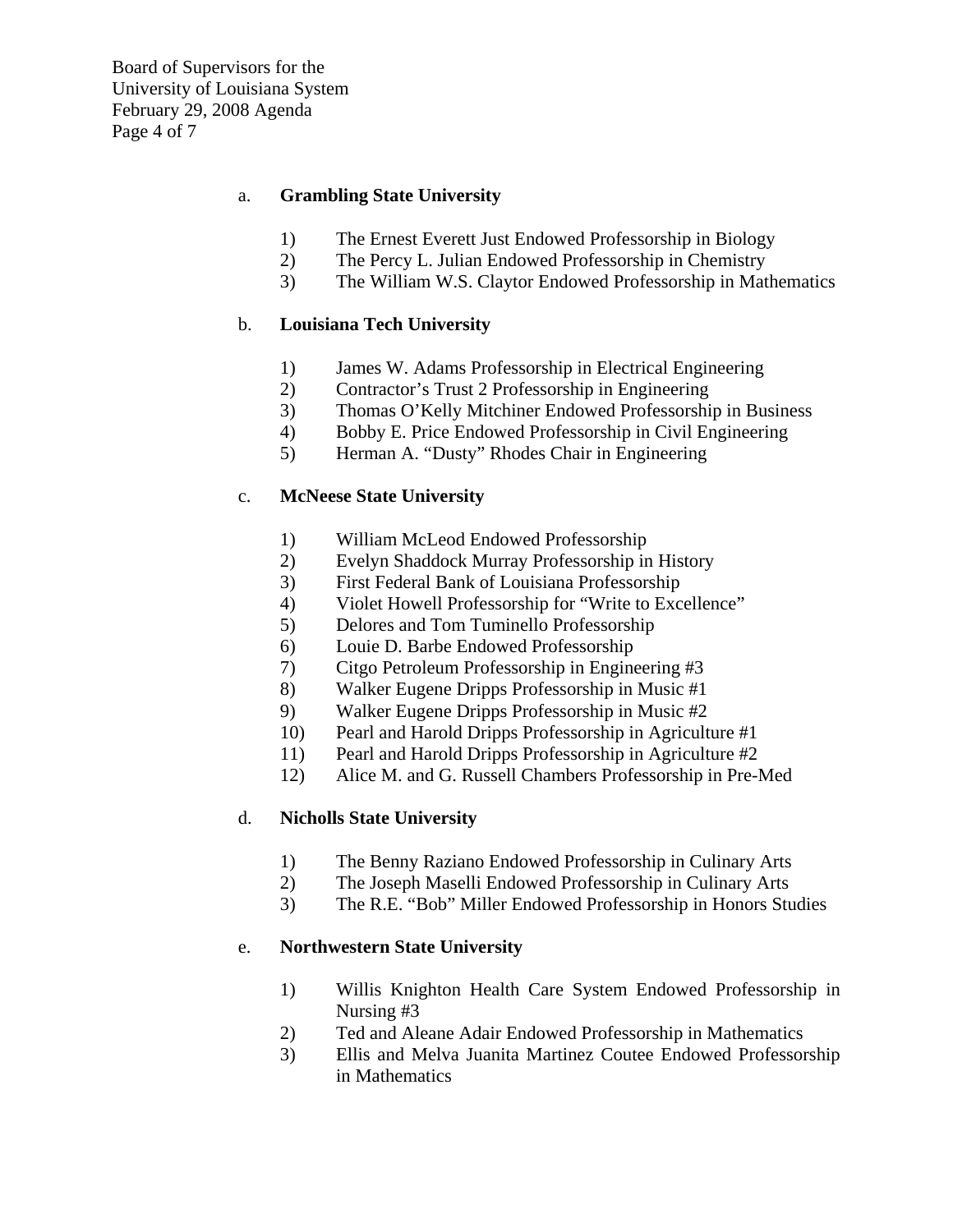a. **Grambling State University**

1) The Ernest Everett Just Endowed Professorship in Biology
2) The Percy L. Julian Endowed Professorship in Chemistry
3) The William W.S. Claytor Endowed Professorship in Mathematics

b. **Louisiana Tech University**

1) James W. Adams Professorship in Electrical Engineering
2) Contractor's Trust 2 Professorship in Engineering
3) Thomas O'Kelly Mitchiner Endowed Professorship in Business
4) Bobby E. Price Endowed Professorship in Civil Engineering
5) Herman A. "Dusty" Rhodes Chair in Engineering

c. **McNeese State University**

1) William McLeod Endowed Professorship
2) Evelyn Shaddock Murray Professorship in History
3) First Federal Bank of Louisiana Professorship
4) Violet Howell Professorship for "Write to Excellence"
5) Delores and Tom Tuminello Professorship
6) Louie D. Barbe Endowed Professorship
7) Citgo Petroleum Professorship in Engineering #3
8) Walker Eugene Dripps Professorship in Music #1
9) Walker Eugene Dripps Professorship in Music #2
10) Pearl and Harold Dripps Professorship in Agriculture #1
11) Pearl and Harold Dripps Professorship in Agriculture #2
12) Alice M. and G. Russell Chambers Professorship in Pre-Med

d. **Nicholls State University**

1) The Benny Raziano Endowed Professorship in Culinary Arts
2) The Joseph Maselli Endowed Professorship in Culinary Arts
3) The R.E. "Bob" Miller Endowed Professorship in Honors Studies

e. **Northwestern State University**

1) Willis Knighton Health Care System Endowed Professorship in Nursing #3
2) Ted and Aleane Adair Endowed Professorship in Mathematics
3) Ellis and Melva Juanita Martinez Coutee Endowed Professorship in Mathematics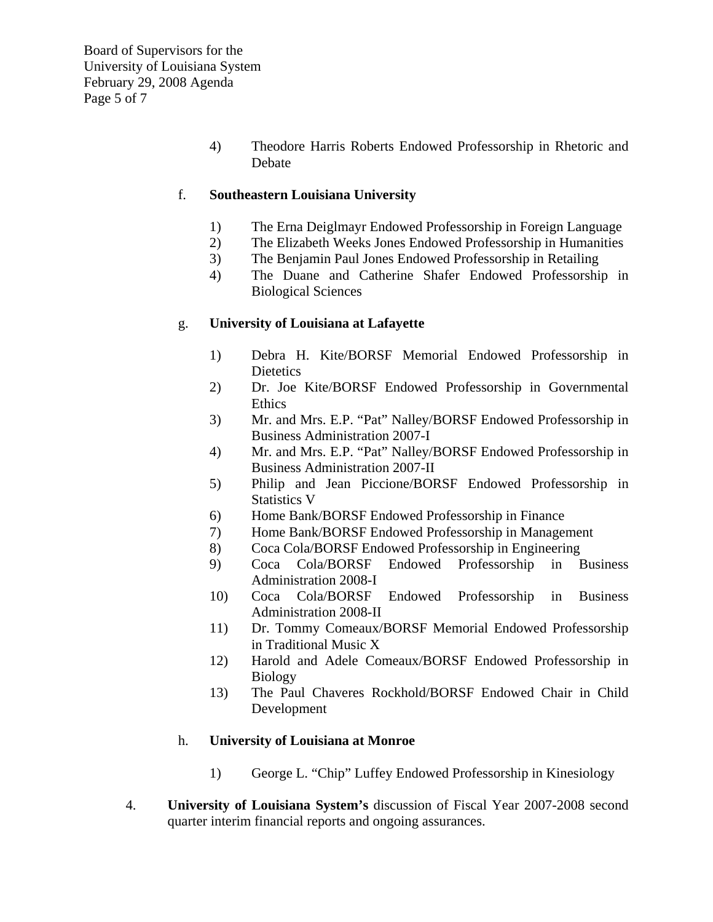4) Theodore Harris Roberts Endowed Professorship in Rhetoric and Debate

f. **Southeastern Louisiana University**

1) The Erna Deiglmayr Endowed Professorship in Foreign Language
2) The Elizabeth Weeks Jones Endowed Professorship in Humanities
3) The Benjamin Paul Jones Endowed Professorship in Retailing
4) The Duane and Catherine Shafer Endowed Professorship in Biological Sciences

g. **University of Louisiana at Lafayette**

1) Debra H. Kite/BORSF Memorial Endowed Professorship in Dietetics
2) Dr. Joe Kite/BORSF Endowed Professorship in Governmental Ethics
3) Mr. and Mrs. E.P. "Pat" Nalley/BORSF Endowed Professorship in Business Administration 2007-I
4) Mr. and Mrs. E.P. "Pat" Nalley/BORSF Endowed Professorship in Business Administration 2007-II
5) Philip and Jean Piccione/BORSF Endowed Professorship in Statistics V
6) Home Bank/BORSF Endowed Professorship in Finance
7) Home Bank/BORSF Endowed Professorship in Management
8) Coca Cola/BORSF Endowed Professorship in Engineering
9) Coca Cola/BORSF Endowed Professorship in Business Administration 2008-I
10) Coca Cola/BORSF Endowed Professorship in Business Administration 2008-II
11) Dr. Tommy Comeaux/BORSF Memorial Endowed Professorship in Traditional Music X
12) Harold and Adele Comeaux/BORSF Endowed Professorship in Biology
13) The Paul Chaveres Rockhold/BORSF Endowed Chair in Child Development

h. **University of Louisiana at Monroe**

1) George L. "Chip" Luffey Endowed Professorship in Kinesiology

4. **University of Louisiana System's** discussion of Fiscal Year 2007-2008 second quarter interim financial reports and ongoing assurances.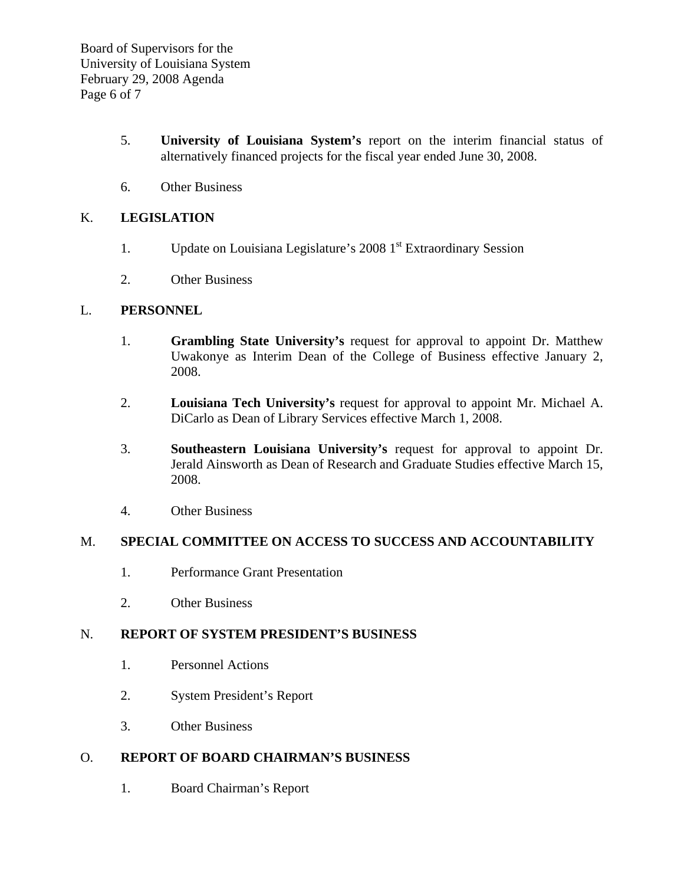5. **University of Louisiana System's** report on the interim financial status of alternatively financed projects for the fiscal year ended June 30, 2008.

6. Other Business

K. **LEGISLATION**

1. Update on Louisiana Legislature's 2008 1st Extraordinary Session

2. Other Business

L. **PERSONNEL**

1. **Grambling State University's** request for approval to appoint Dr. Matthew Uwakonye as Interim Dean of the College of Business effective January 2, 2008.

2. **Louisiana Tech University's** request for approval to appoint Mr. Michael A. DiCarlo as Dean of Library Services effective March 1, 2008.

3. **Southeastern Louisiana University's** request for approval to appoint Dr. Jerald Ainsworth as Dean of Research and Graduate Studies effective March 15, 2008.

4. Other Business

M. **SPECIAL COMMITTEE ON ACCESS TO SUCCESS AND ACCOUNTABILITY**

1. Performance Grant Presentation

2. Other Business

N. **REPORT OF SYSTEM PRESIDENT'S BUSINESS**

1. Personnel Actions

2. System President's Report

3. Other Business

O. **REPORT OF BOARD CHAIRMAN'S BUSINESS**

1. Board Chairman's Report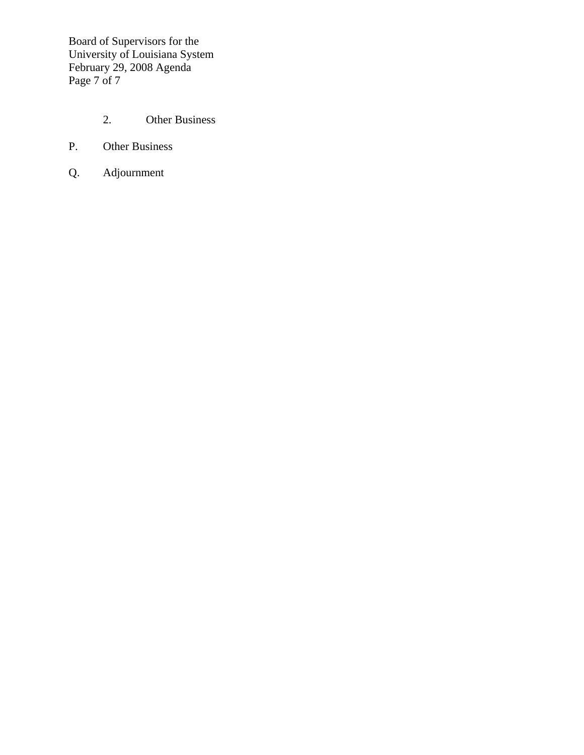2. Other Business

P. Other Business

Q. Adjournment